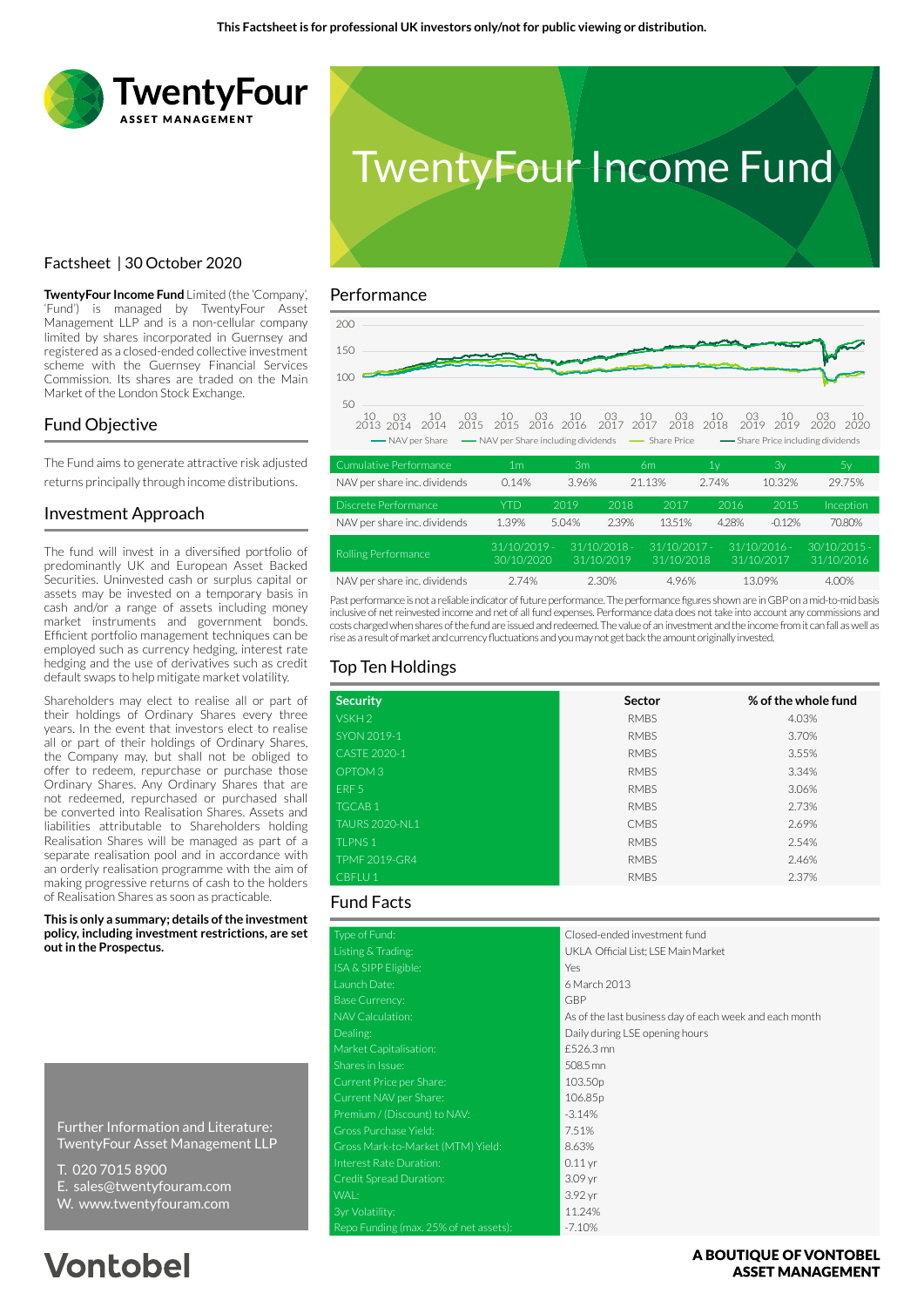This Factsheet is for professional UK investors only/not for public viewing or distribution.

TwentyFour ASSET MANAGEMENT

# TwentyFour Income Fund

Factsheet | 30 October 2020

**TwentyFour Income Fund** Limited (the 'Company', 'Fund') is managed by TwentyFour Asset Management LLP and is a non-cellular company limited by shares incorporated in Guernsey and registered as a closed-ended collective investment scheme with the Guernsey Financial Services Commission. Its shares are traded on the Main Market of the London Stock Exchange.

## Fund Objective

The Fund aims to generate attractive risk adjusted returns principally through income distributions.

## Investment Approach

The fund will invest in a diversified portfolio of predominantly UK and European Asset Backed Securities. Uninvested cash or surplus capital or assets may be invested on a temporary basis in cash and/or a range of assets including money market instruments and government bonds. Efficient portfolio management techniques can be employed such as currency hedging, interest rate hedging and the use of derivatives such as credit default swaps to help mitigate market volatility.

Shareholders may elect to realise all or part of their holdings of Ordinary Shares every three years. In the event that investors elect to realise all or part of their holdings of Ordinary Shares, the Company may, but shall not be obliged to offer to redeem, repurchase or purchase those Ordinary Shares. Any Ordinary Shares that are not redeemed, repurchased or purchased shall be converted into Realisation Shares. Assets and liabilities attributable to Shareholders holding Realisation Shares will be managed as part of a separate realisation pool and in accordance with an orderly realisation programme with the aim of making progressive returns of cash to the holders of Realisation Shares as soon as practicable.

**This is only a summary; details of the investment policy, including investment restrictions, are set out in the Prospectus.**

Further Information and Literature:
TwentyFour Asset Management LLP

T. 020 7015 8900
E. sales@twentyfouram.com
W. www.twentyfouram.com

## Performance

Legend: NAV per Share; NAV per Share including dividends; Share Price; Share Price including dividends

| Cumulative Performance | 1m | 3m | 6m | 1y | 3y | 5y |
|---|---|---|---|---|---|---|
| NAV per share inc. dividends | 0.14% | 3.96% | 21.13% | 2.74% | 10.32% | 29.75% |

| Discrete Performance | YTD | 2019 | 2018 | 2017 | 2016 | 2015 | Inception |
|---|---|---|---|---|---|---|---|
| NAV per share inc. dividends | 1.39% | 5.04% | 2.39% | 13.51% | 4.28% | -0.12% | 70.80% |

| Rolling Performance | 31/10/2019 - 30/10/2020 | 31/10/2018 - 31/10/2019 | 31/10/2017 - 31/10/2018 | 31/10/2016 - 31/10/2017 | 30/10/2015 - 31/10/2016 |
|---|---|---|---|---|---|
| NAV per share inc. dividends | 2.74% | 2.30% | 4.96% | 13.09% | 4.00% |

Past performance is not a reliable indicator of future performance. The performance figures shown are in GBP on a mid-to-mid basis inclusive of net reinvested income and net of all fund expenses. Performance data does not take into account any commissions and costs charged when shares of the fund are issued and redeemed. The value of an investment and the income from it can fall as well as rise as a result of market and currency fluctuations and you may not get back the amount originally invested.

## Top Ten Holdings

| Security | Sector | % of the whole fund |
|---|---|---|
| VSKH 2 | RMBS | 4.03% |
| SYON 2019-1 | RMBS | 3.70% |
| CASTE 2020-1 | RMBS | 3.55% |
| OPTOM 3 | RMBS | 3.34% |
| ERF 5 | RMBS | 3.06% |
| TGCAB 1 | RMBS | 2.73% |
| TAURS 2020-NL1 | CMBS | 2.69% |
| TLPNS 1 | RMBS | 2.54% |
| TPMF 2019-GR4 | RMBS | 2.46% |
| CBFLU 1 | RMBS | 2.37% |

## Fund Facts

| | |
|---|---|
| Type of Fund: | Closed-ended investment fund |
| Listing & Trading: | UKLA Official List; LSE Main Market |
| ISA & SIPP Eligible: | Yes |
| Launch Date: | 6 March 2013 |
| Base Currency: | GBP |
| NAV Calculation: | As of the last business day of each week and each month |
| Dealing: | Daily during LSE opening hours |
| Market Capitalisation: | £526.3 mn |
| Shares in Issue: | 508.5 mn |
| Current Price per Share: | 103.50p |
| Current NAV per Share: | 106.85p |
| Premium / (Discount) to NAV: | -3.14% |
| Gross Purchase Yield: | 7.51% |
| Gross Mark-to-Market (MTM) Yield: | 8.63% |
| Interest Rate Duration: | 0.11 yr |
| Credit Spread Duration: | 3.09 yr |
| WAL: | 3.92 yr |
| 3yr Volatility: | 11.24% |
| Repo Funding (max. 25% of net assets): | -7.10% |

Vontobel

**A BOUTIQUE OF VONTOBEL ASSET MANAGEMENT**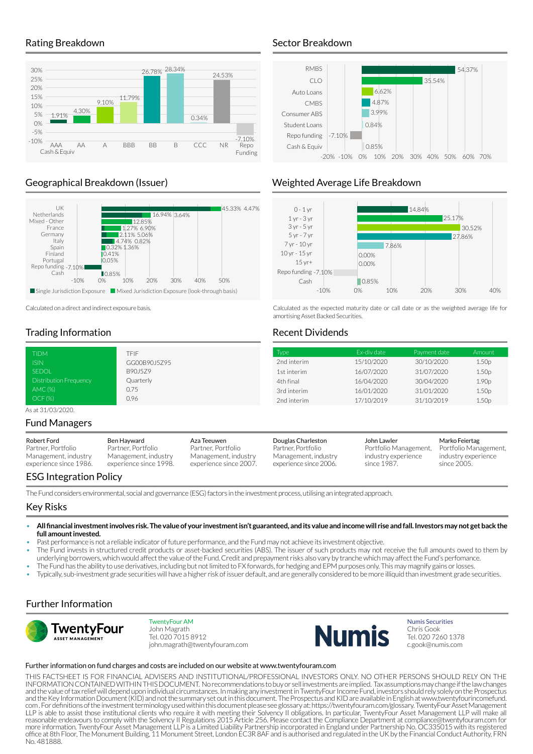## Rating Breakdown

30%
25%
20%
15%
10%
5%
0%
-5%
-10%

1.91% 4.30% 9.10% 11.79% 26.78% 28.34% 0.34% 24.53% -7.10%

AAA Cash & Equiv, AA, A, BBB, BB, B, CCC, NR, Repo Funding

## Sector Breakdown

RMBS 54.37%
CLO 35.54%
Auto Loans 6.62%
CMBS 4.87%
Consumer ABS 3.99%
Student Loans 0.84%
Repo funding -7.10%
Cash & Equiv 0.85%

-20% -10% 0% 10% 20% 30% 40% 50% 60% 70%

## Geographical Breakdown (Issuer)

UK 45.33% 4.47%
Netherlands 16.94% 3.64%
Mixed - Other 12.85%
France 1.27% 6.90%
Germany 2.11% 5.06%
Italy 4.74% 0.82%
Spain 0.32% 1.36%
Finland 0.41%
Portugal 0.05%
Repo funding -7.10%
Cash 0.85%

-10% 0% 10% 20% 30% 40% 50%

Single Jurisdiction Exposure   Mixed Jurisdiction Exposure (look-through basis)

Calculated on a direct and indirect exposure basis.

## Weighted Average Life Breakdown

0 - 1 yr 14.84%
1 yr - 3 yr 25.17%
3 yr - 5 yr 30.52%
5 yr - 7 yr 27.86%
7 yr - 10 yr 7.86%
10 yr - 15 yr 0.00%
15 yr+ 0.00%
Repo funding -7.10%
Cash 0.85%

-10% 0% 10% 20% 30% 40%

Calculated as the expected maturity date or call date or as the weighted average life for amortising Asset Backed Securities.

## Trading Information

| | |
|---|---|
| TIDM | TFIF |
| ISIN | GG00B90J5Z95 |
| SEDOL | B90J5Z9 |
| Distribution Frequency | Quarterly |
| AMC (%) | 0.75 |
| OCF (%) | 0.96 |

As at 31/03/2020.

## Recent Dividends

| Type | Ex-div date | Payment date | Amount |
|---|---|---|---|
| 2nd interim | 15/10/2020 | 30/10/2020 | 1.50p |
| 1st interim | 16/07/2020 | 31/07/2020 | 1.50p |
| 4th final | 16/04/2020 | 30/04/2020 | 1.90p |
| 3rd interim | 16/01/2020 | 31/01/2020 | 1.50p |
| 2nd interim | 17/10/2019 | 31/10/2019 | 1.50p |

## Fund Managers

**Robert Ford**
Partner, Portfolio Management, industry experience since 1986.

**Ben Hayward**
Partner, Portfolio Management, industry experience since 1998.

**Aza Teeuwen**
Partner, Portfolio Management, industry experience since 2007.

**Douglas Charleston**
Partner, Portfolio Management, industry experience since 2006.

**John Lawler**
Portfolio Management, industry experience since 1987.

**Marko Feiertag**
Portfolio Management, industry experience since 2005.

## ESG Integration Policy

The Fund considers environmental, social and governance (ESG) factors in the investment process, utilising an integrated approach.

## Key Risks

- **All financial investment involves risk. The value of your investment isn't guaranteed, and its value and income will rise and fall. Investors may not get back the full amount invested.**
- Past performance is not a reliable indicator of future performance, and the Fund may not achieve its investment objective.
- The Fund invests in structured credit products or asset-backed securities (ABS). The issuer of such products may not receive the full amounts owed to them by underlying borrowers, which would affect the value of the Fund. Credit and prepayment risks also vary by tranche which may affect the Fund's perfomance.
- The Fund has the ability to use derivatives, including but not limited to FX forwards, for hedging and EPM purposes only. This may magnify gains or losses.
- Typically, sub-investment grade securities will have a higher risk of issuer default, and are generally considered to be more illiquid than investment grade securities.

## Further Information

TwentyFour ASSET MANAGEMENT

TwentyFour AM
John Magrath
Tel. 020 7015 8912
john.magrath@twentyfouram.com

Numis

Numis Securities
Chris Gook
Tel. 020 7260 1378
c.gook@numis.com

Further information on fund charges and costs are included on our website at www.twentyfouram.com

THIS FACTSHEET IS FOR FINANCIAL ADVISERS AND INSTITUTIONAL/PROFESSIONAL INVESTORS ONLY. NO OTHER PERSONS SHOULD RELY ON THE INFORMATION CONTAINED WITHIN THIS DOCUMENT. No recommendations to buy or sell investments are implied. Tax assumptions may change if the law changes and the value of tax relief will depend upon individual circumstances. In making any investment in TwentyFour Income Fund, investors should rely solely on the Prospectus and the Key Information Document (KID) and not the summary set out in this document. The Prospectus and KID are available in English at www.twentyfourincomefund.com. For definitions of the investment terminology used within this document please see glossary at: https://twentyfouram.com/glossary. TwentyFour Asset Management LLP is able to assist those institutional clients who require it with meeting their Solvency II obligations. In particular, TwentyFour Asset Management LLP will make all reasonable endeavours to comply with the Solvency II Regulations 2015 Article 256. Please contact the Compliance Department at compliance@twentyfouram.com for more information. TwentyFour Asset Management LLP is a Limited Liability Partnership incorporated in England under Partnership No. OC335015 with its registered office at 8th Floor, The Monument Building, 11 Monument Street, London EC3R 8AF and is authorised and regulated in the UK by the Financial Conduct Authority, FRN No. 481888.